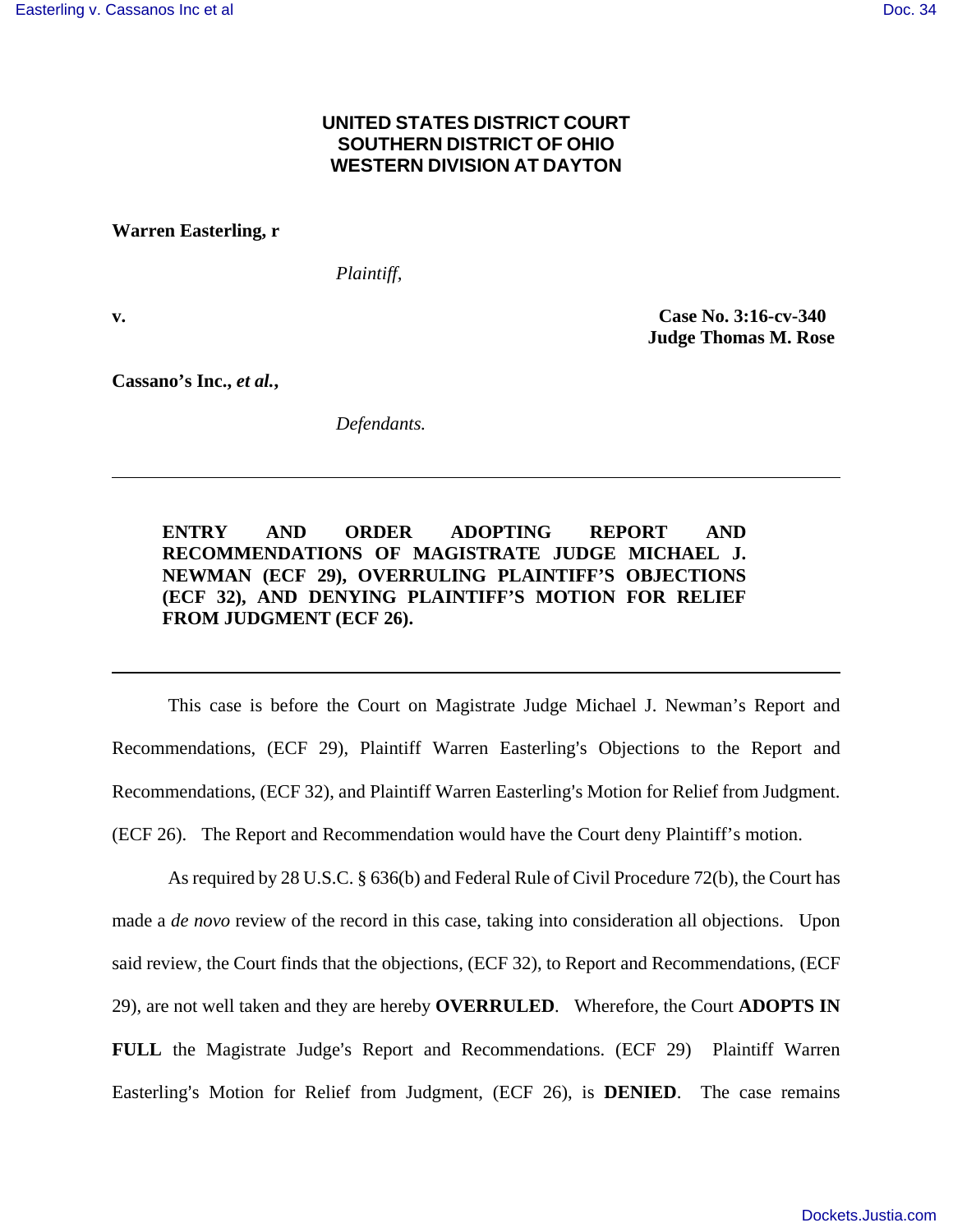**UNITED STATES DISTRICT COURT**
**SOUTHERN DISTRICT OF OHIO**
**WESTERN DIVISION AT DAYTON**

**Warren Easterling, r**

*Plaintiff,*

**v.**

**Case No. 3:16-cv-340**
**Judge Thomas M. Rose**

**Cassano's Inc., *et al.*,**

*Defendants.*

---

**ENTRY AND ORDER ADOPTING REPORT AND RECOMMENDATIONS OF MAGISTRATE JUDGE MICHAEL J. NEWMAN (ECF 29), OVERRULING PLAINTIFF'S OBJECTIONS (ECF 32), AND DENYING PLAINTIFF'S MOTION FOR RELIEF FROM JUDGMENT (ECF 26).**

---

This case is before the Court on Magistrate Judge Michael J. Newman's Report and Recommendations, (ECF 29), Plaintiff Warren Easterling's Objections to the Report and Recommendations, (ECF 32), and Plaintiff Warren Easterling's Motion for Relief from Judgment. (ECF 26). The Report and Recommendation would have the Court deny Plaintiff's motion.

As required by 28 U.S.C. § 636(b) and Federal Rule of Civil Procedure 72(b), the Court has made a *de novo* review of the record in this case, taking into consideration all objections. Upon said review, the Court finds that the objections, (ECF 32), to Report and Recommendations, (ECF 29), are not well taken and they are hereby **OVERRULED**. Wherefore, the Court **ADOPTS IN FULL** the Magistrate Judge's Report and Recommendations. (ECF 29) Plaintiff Warren Easterling's Motion for Relief from Judgment, (ECF 26), is **DENIED**. The case remains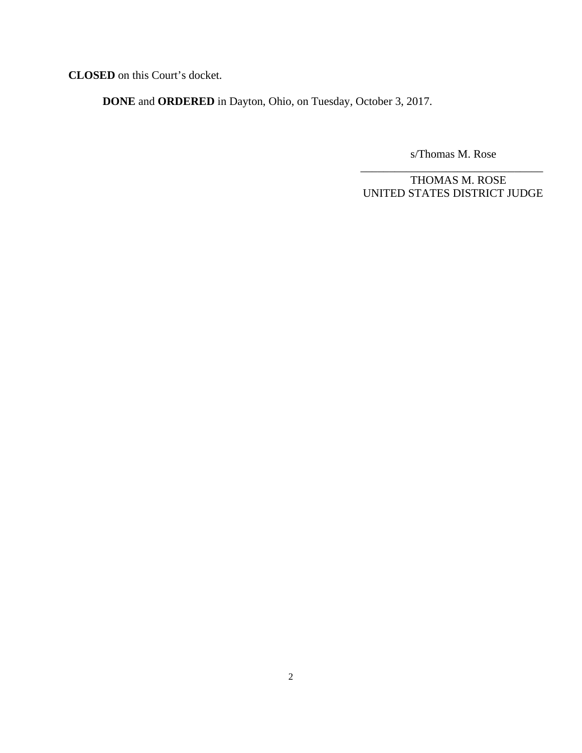**CLOSED** on this Court's docket.

**DONE** and **ORDERED** in Dayton, Ohio, on Tuesday, October 3, 2017.

s/Thomas M. Rose

\_\_\_\_\_\_\_\_\_\_\_\_\_\_\_\_\_\_\_\_\_\_\_\_\_\_\_\_\_\_\_\_

THOMAS M. ROSE
UNITED STATES DISTRICT JUDGE